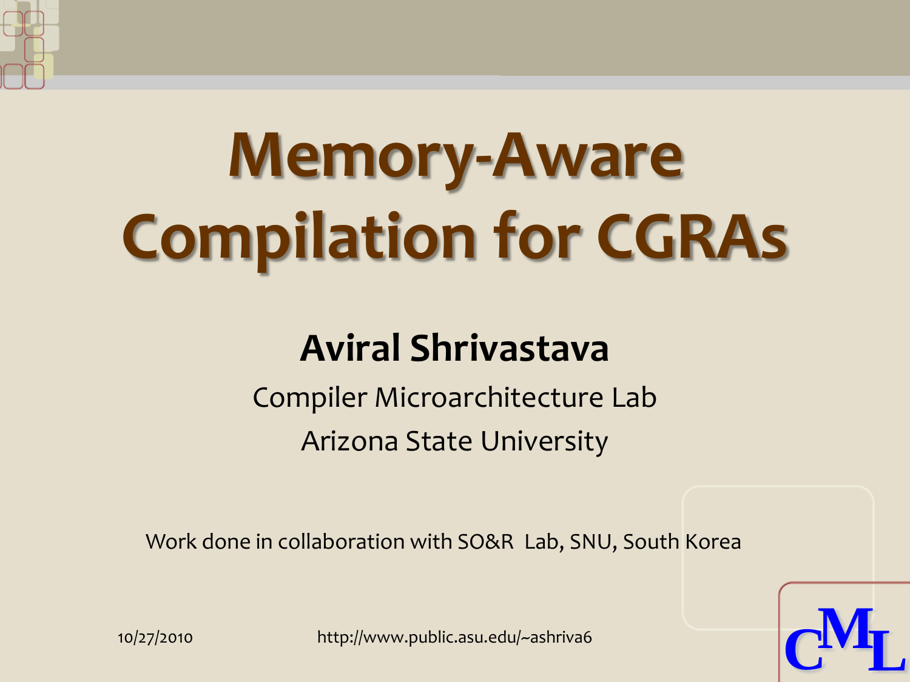# Memory-Aware Compilation for CGRAs

**Aviral Shrivastava**

Compiler Microarchitecture Lab

Arizona State University

Work done in collaboration with SO&R Lab, SNU, South Korea

10/27/2010

http://www.public.asu.edu/~ashriva6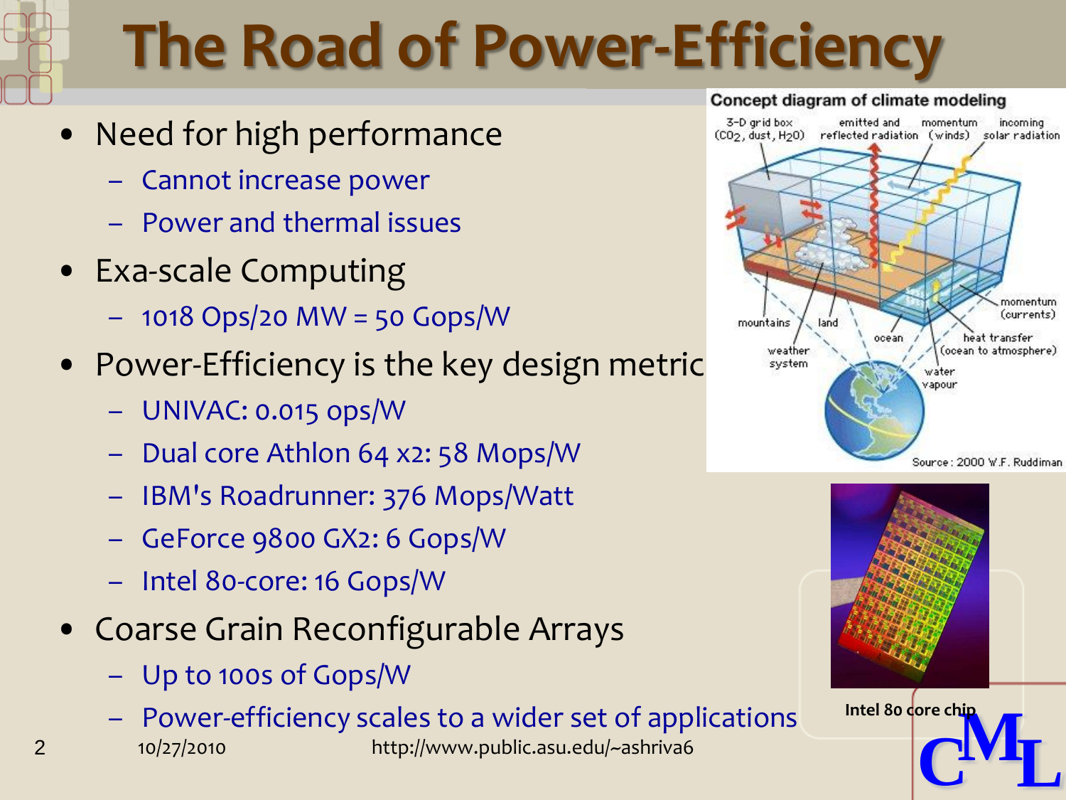# The Road of Power-Efficiency

- Need for high performance
  - Cannot increase power
  - Power and thermal issues
- Exa-scale Computing
  - 1018 Ops/20 MW = 50 Gops/W
- Power-Efficiency is the key design metric
  - UNIVAC: 0.015 ops/W
  - Dual core Athlon 64 x2: 58 Mops/W
  - IBM's Roadrunner: 376 Mops/Watt
  - GeForce 9800 GX2: 6 Gops/W
  - Intel 80-core: 16 Gops/W
- Coarse Grain Reconfigurable Arrays
  - Up to 100s of Gops/W
  - Power-efficiency scales to a wider set of applications

Concept diagram of climate modeling

Source: 2000 W.F. Ruddiman

Intel 80 core chip

10/27/2010 http://www.public.asu.edu/~ashriva6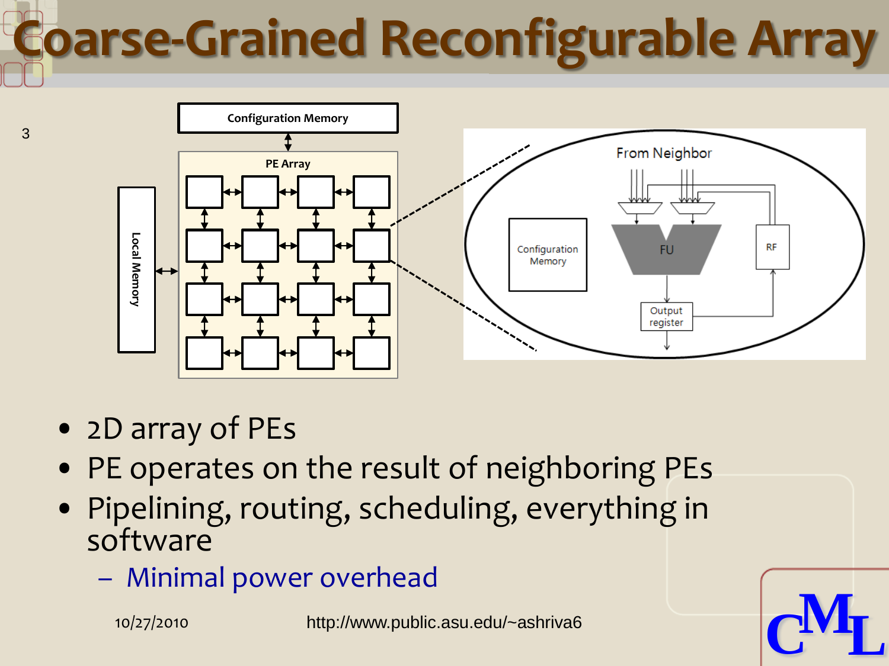# Coarse-Grained Reconfigurable Array

- 2D array of PEs
- PE operates on the result of neighboring PEs
- Pipelining, routing, scheduling, everything in software
  - Minimal power overhead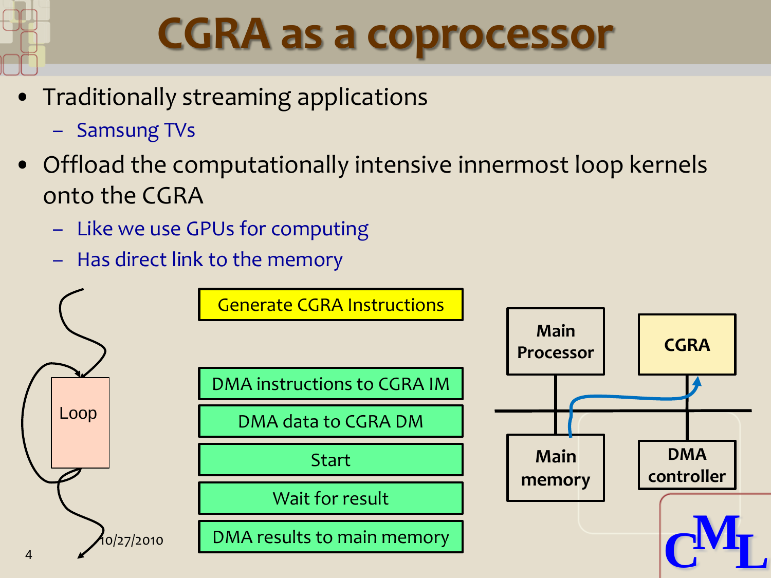# CGRA as a coprocessor

- Traditionally streaming applications
  - Samsung TVs
- Offload the computationally intensive innermost loop kernels onto the CGRA
  - Like we use GPUs for computing
  - Has direct link to the memory

Loop

Generate CGRA Instructions

DMA instructions to CGRA IM

DMA data to CGRA DM

Start

Wait for result

DMA results to main memory

Main Processor

CGRA

Main memory

DMA controller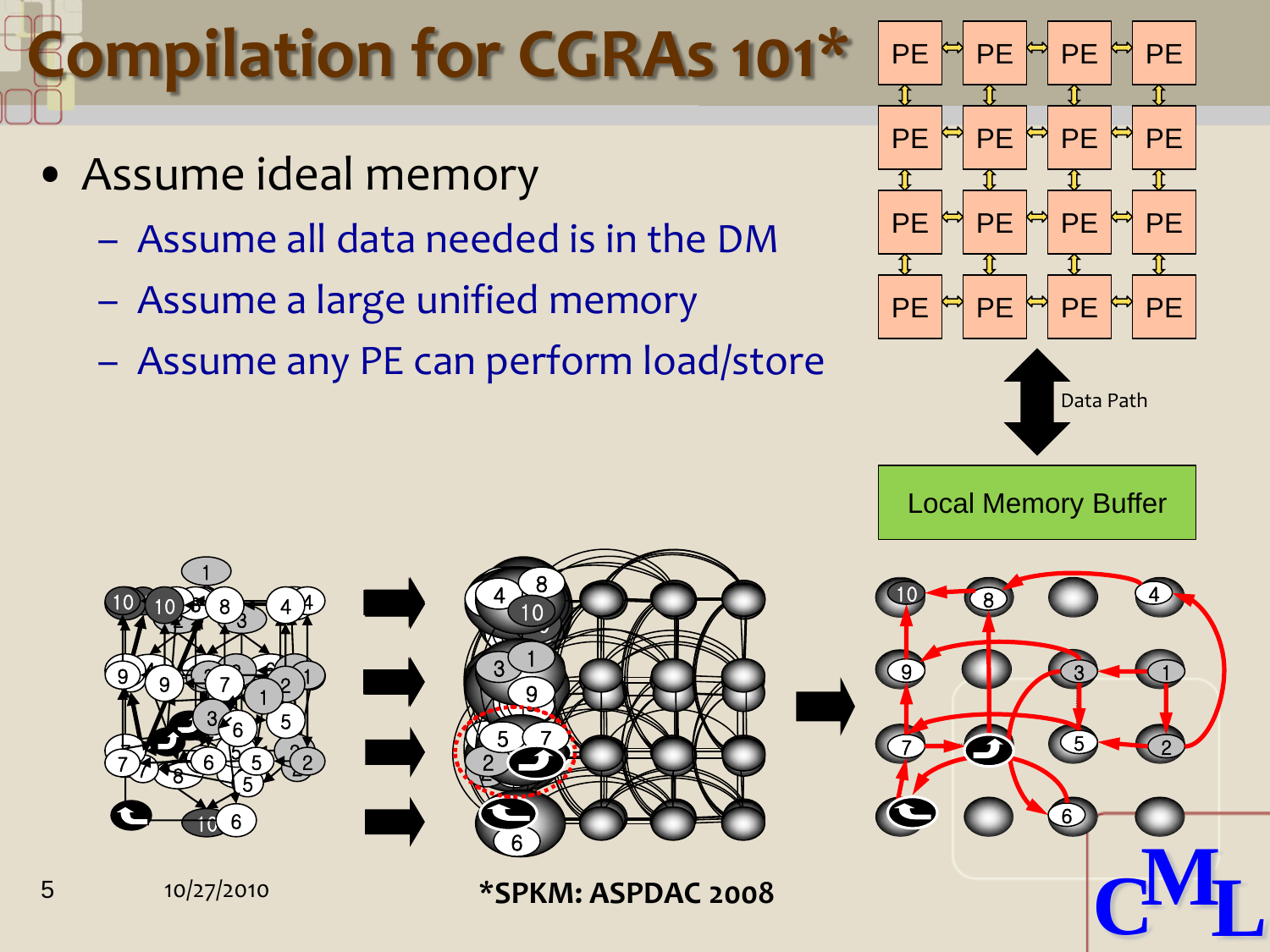# Compilation for CGRAs 101*

- Assume ideal memory
  - Assume all data needed is in the DM
  - Assume a large unified memory
  - Assume any PE can perform load/store

*SPKM: ASPDAC 2008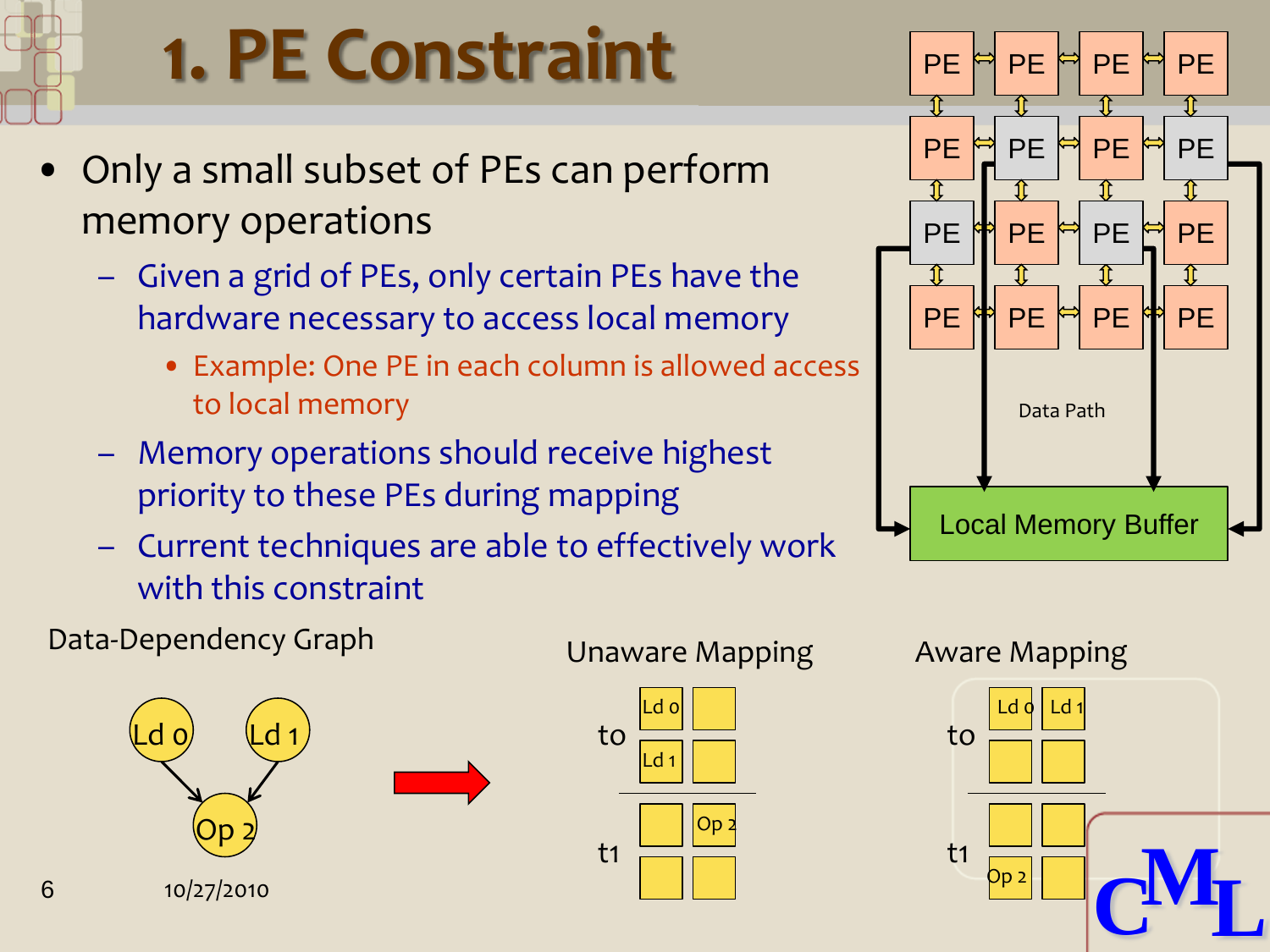# 1. PE Constraint

- Only a small subset of PEs can perform memory operations
  - Given a grid of PEs, only certain PEs have the hardware necessary to access local memory
    - Example: One PE in each column is allowed access to local memory
  - Memory operations should receive highest priority to these PEs during mapping
  - Current techniques are able to effectively work with this constraint

PE PE PE PE
PE PE PE PE
PE PE PE PE
PE PE PE PE

Data Path

Local Memory Buffer

Data-Dependency Graph

Ld 0 → Op 2
Ld 1 → Op 2

Unaware Mapping

| | | |
|---|---|---|
| t0 | Ld 0 | |
| | Ld 1 | |
| t1 | | Op 2 |
| | | |

Aware Mapping

| | | |
|---|---|---|
| t0 | Ld 0 | Ld 1 |
| | | |
| t1 | | |
| | Op 2 | |

10/27/2010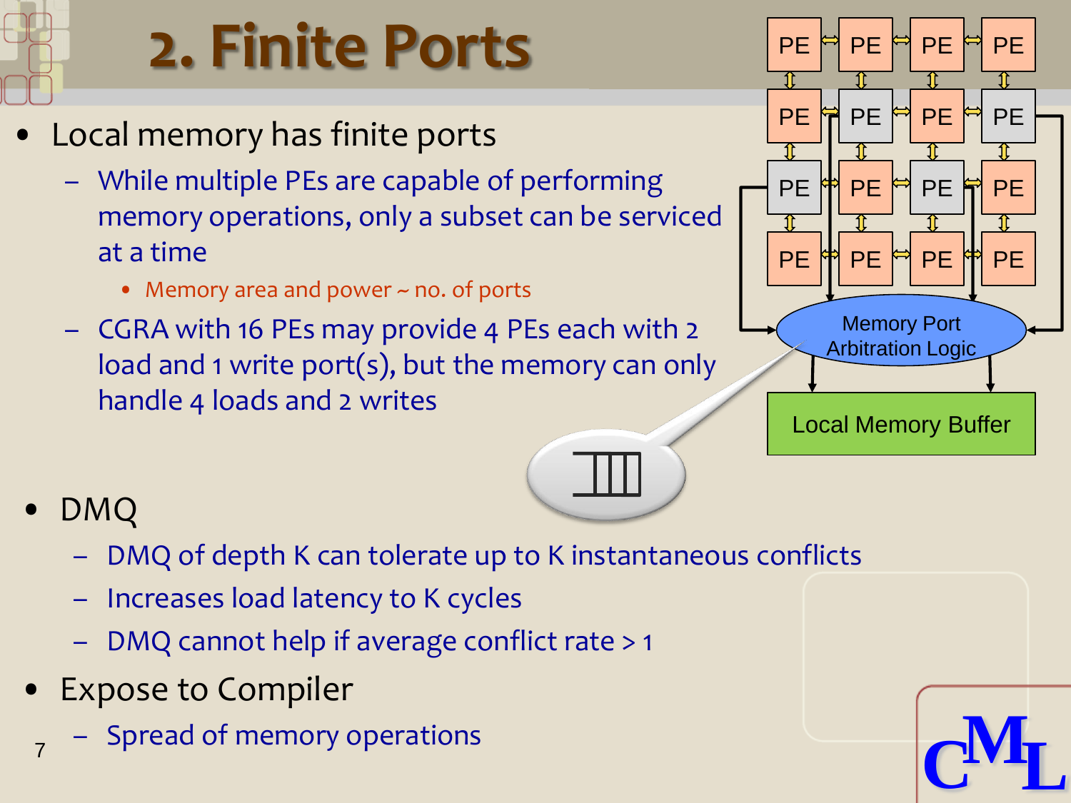# 2. Finite Ports

- Local memory has finite ports
  - While multiple PEs are capable of performing memory operations, only a subset can be serviced at a time
    - Memory area and power ~ no. of ports
  - CGRA with 16 PEs may provide 4 PEs each with 2 load and 1 write port(s), but the memory can only handle 4 loads and 2 writes
- DMQ
  - DMQ of depth K can tolerate up to K instantaneous conflicts
  - Increases load latency to K cycles
  - DMQ cannot help if average conflict rate > 1
- Expose to Compiler
  - Spread of memory operations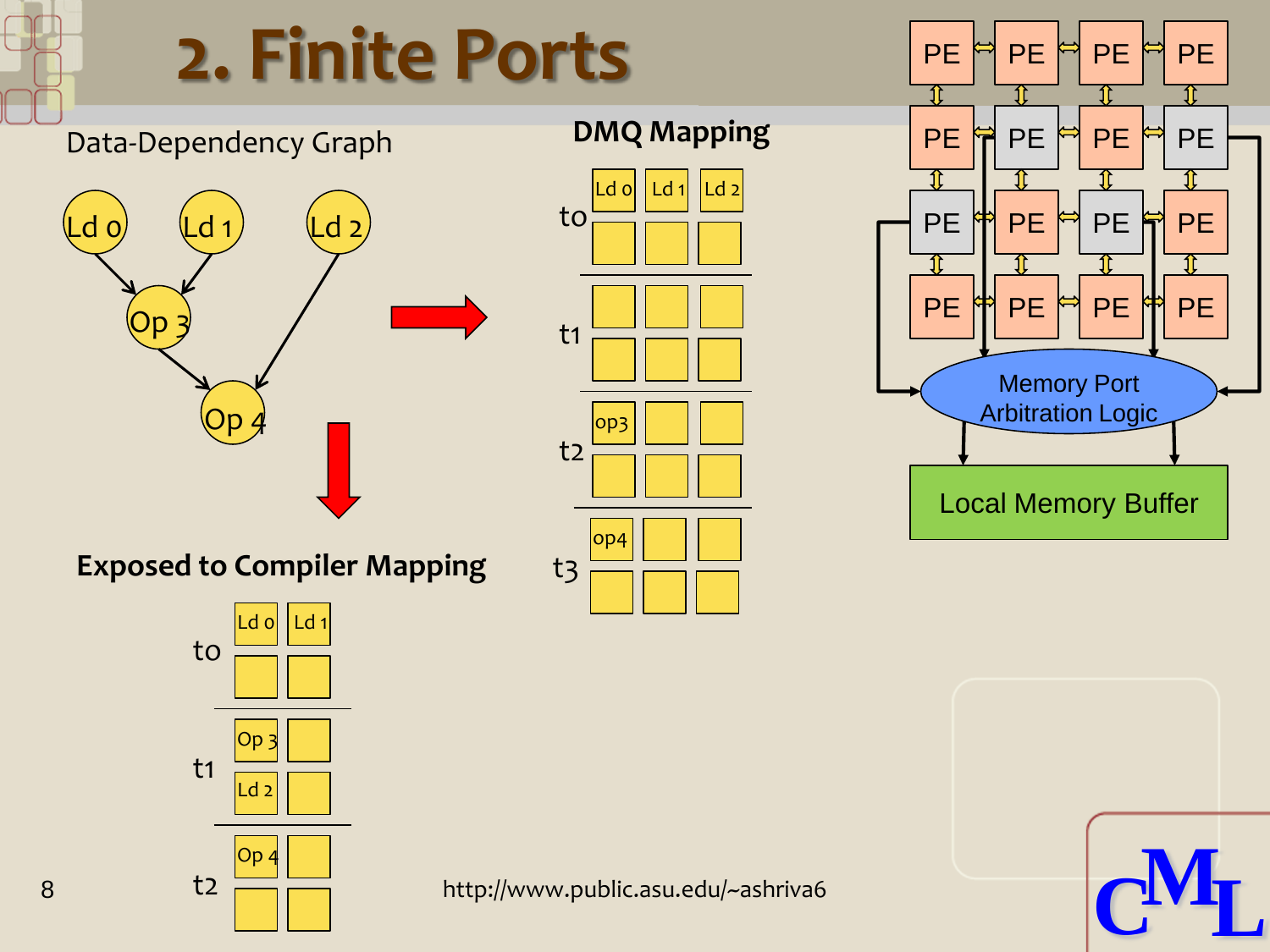# 2. Finite Ports

Data-Dependency Graph

Ld 0, Ld 1 → Op 3; Op 3, Ld 2 → Op 4

**DMQ Mapping**

| | | | |
|---|---|---|---|
| t0 | Ld 0 | Ld 1 | Ld 2 |
| | | | |
| t1 | | | |
| | | | |
| t2 | op3 | | |
| | | | |
| t3 | op4 | | |
| | | | |

**Exposed to Compiler Mapping**

| | | |
|---|---|---|
| t0 | Ld 0 | Ld 1 |
| | | |
| t1 | Op 3 | |
| | Ld 2 | |
| t2 | Op 4 | |
| | | |

PE PE PE PE
PE PE PE PE
PE PE PE PE
PE PE PE PE

Memory Port Arbitration Logic

Local Memory Buffer

http://www.public.asu.edu/~ashriva6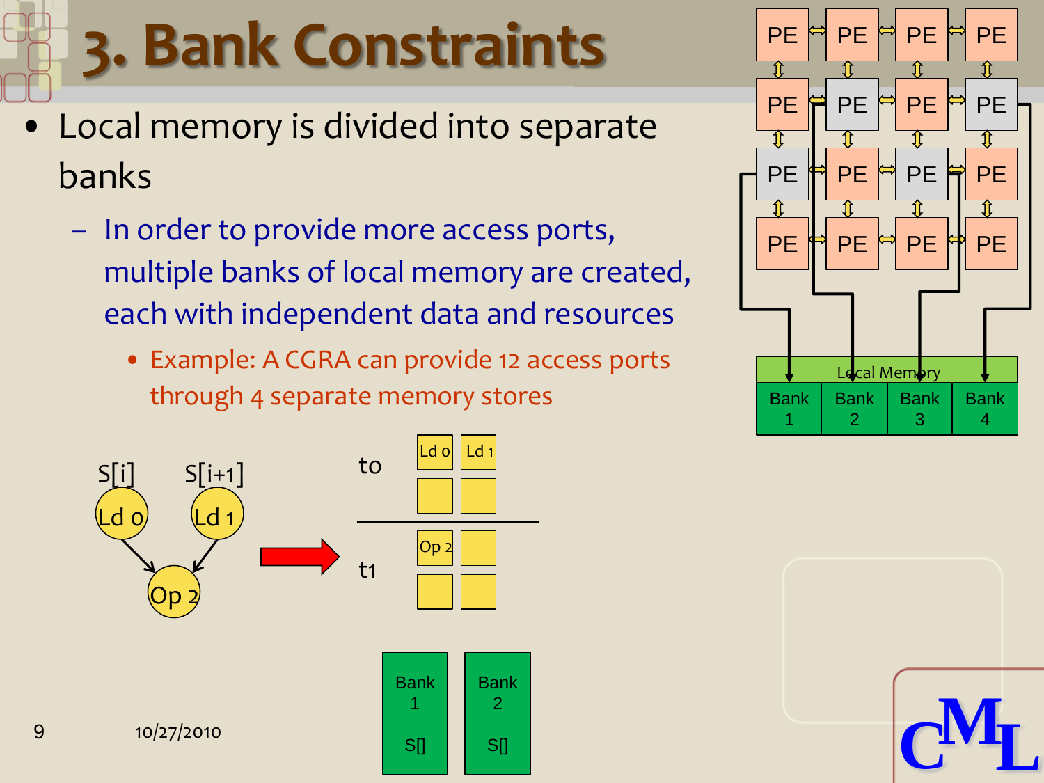# 3. Bank Constraints

- Local memory is divided into separate banks
  - In order to provide more access ports, multiple banks of local memory are created, each with independent data and resources
    - Example: A CGRA can provide 12 access ports through 4 separate memory stores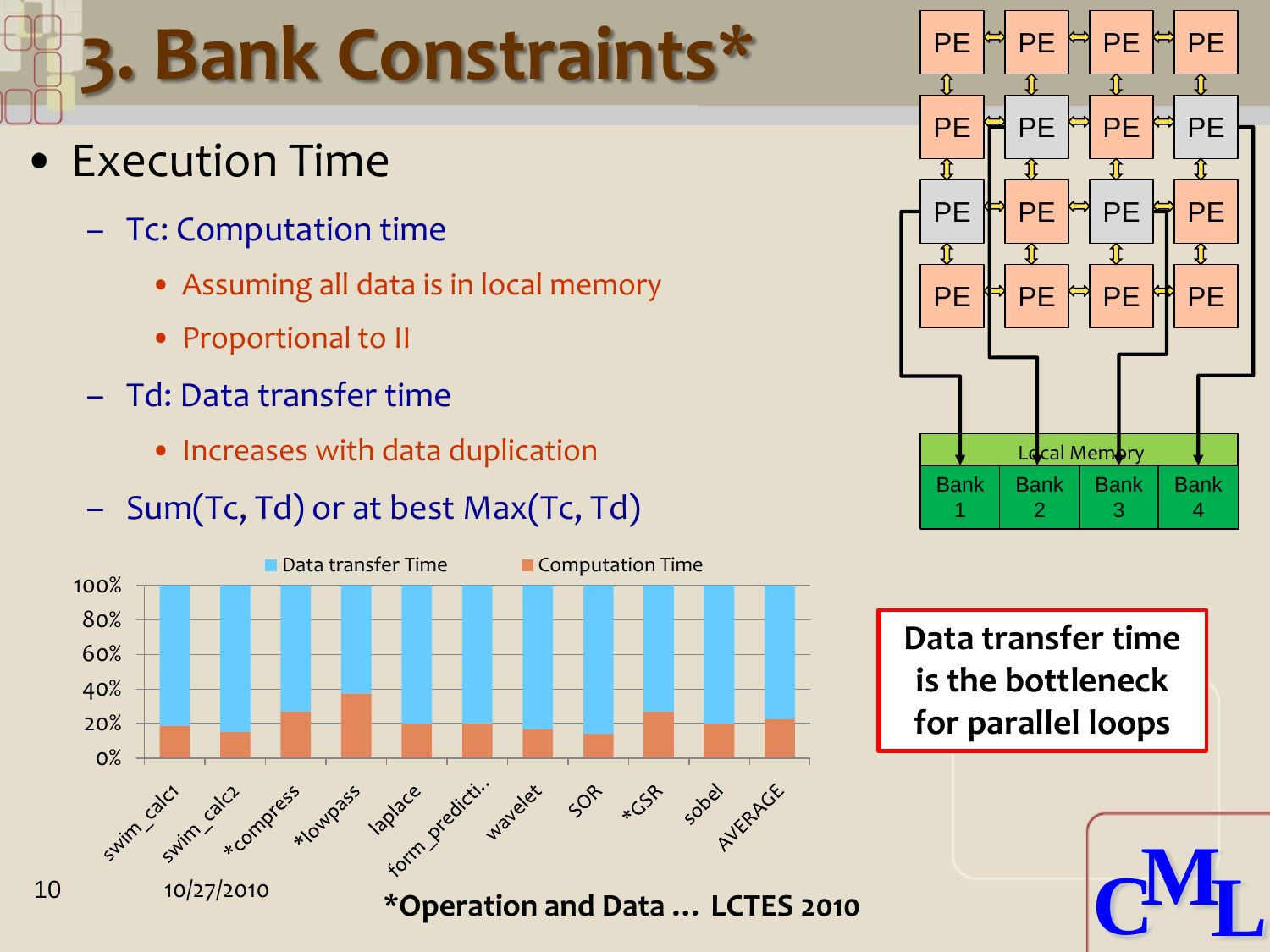# 3. Bank Constraints*

- Execution Time
  - Tc: Computation time
    - Assuming all data is in local memory
    - Proportional to II
  - Td: Data transfer time
    - Increases with data duplication
  - Sum(Tc, Td) or at best Max(Tc, Td)

| Benchmark | Computation Time | Data transfer Time |
|---|---|---|
| swim_calc1 | ~19% | ~81% |
| swim_calc2 | ~15% | ~85% |
| *compress | ~27% | ~73% |
| *lowpass | ~37% | ~63% |
| laplace | ~20% | ~80% |
| form_predicti.. | ~20% | ~80% |
| wavelet | ~17% | ~83% |
| SOR | ~14% | ~86% |
| *GSR | ~27% | ~73% |
| sobel | ~20% | ~80% |
| AVERAGE | ~22% | ~78% |

**Data transfer time is the bottleneck for parallel loops**

10/27/2010

***Operation and Data … LCTES 2010**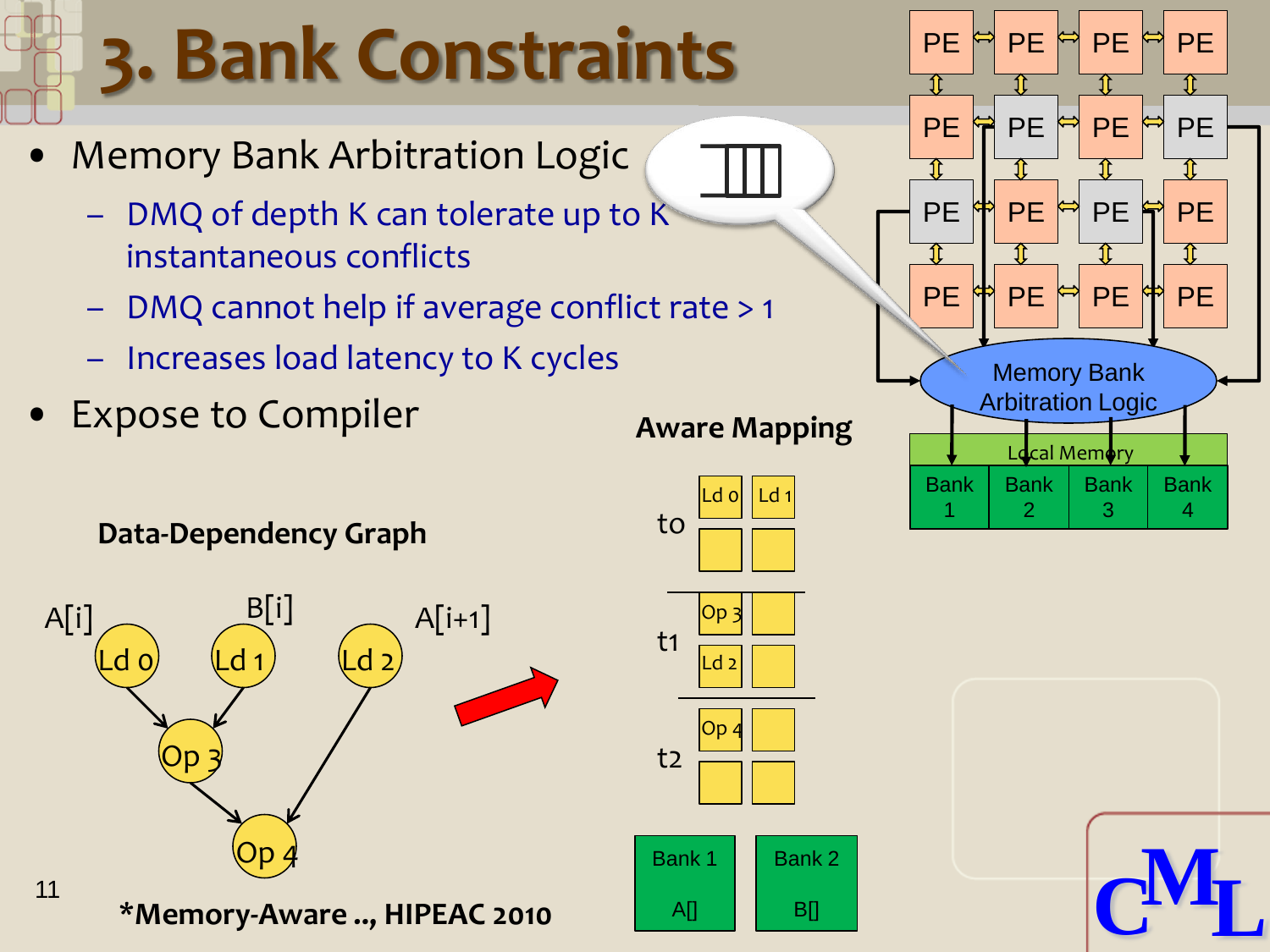# 3. Bank Constraints

- Memory Bank Arbitration Logic
  - DMQ of depth K can tolerate up to K instantaneous conflicts
  - DMQ cannot help if average conflict rate > 1
  - Increases load latency to K cycles
- Expose to Compiler

**Data-Dependency Graph**

**Aware Mapping**

*Memory-Aware .., HIPEAC 2010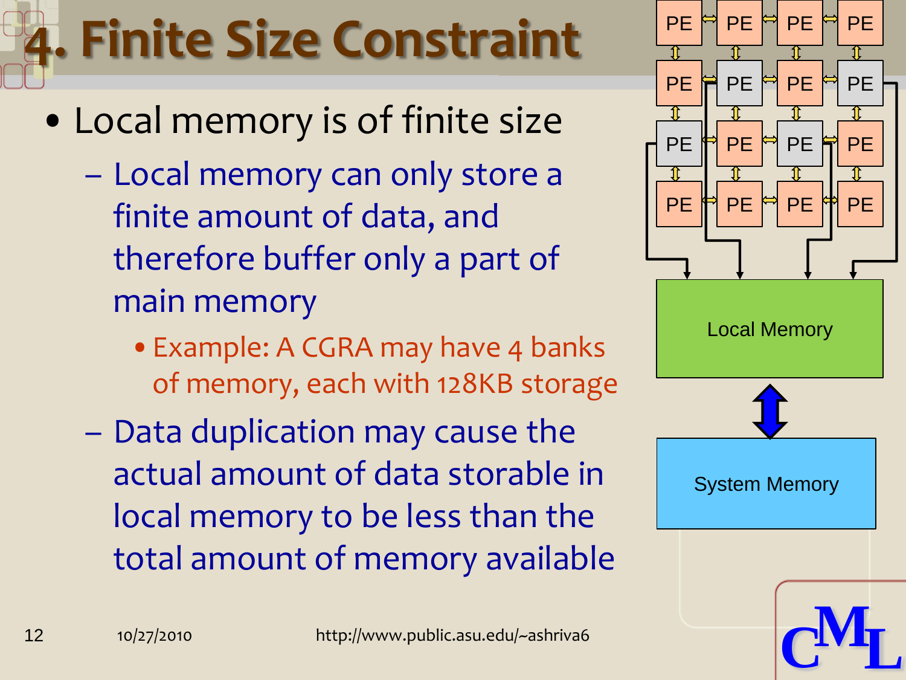# 4. Finite Size Constraint

- Local memory is of finite size
  - Local memory can only store a finite amount of data, and therefore buffer only a part of main memory
    - Example: A CGRA may have 4 banks of memory, each with 128KB storage
  - Data duplication may cause the actual amount of data storable in local memory to be less than the total amount of memory available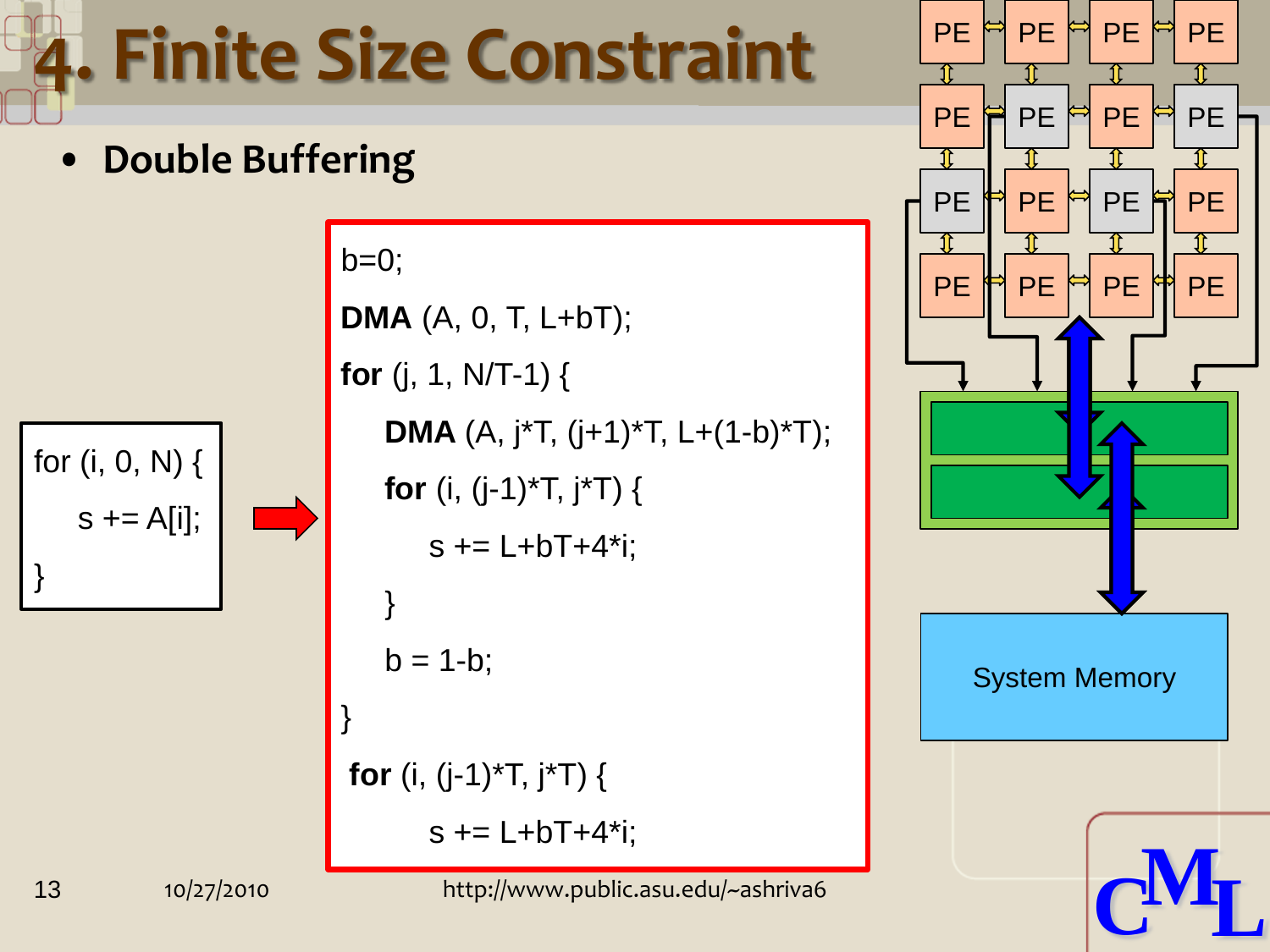# 4. Finite Size Constraint

- **Double Buffering**

```
for (i, 0, N) {
    s += A[i];
}
```

```
b=0;
DMA (A, 0, T, L+bT);
for (j, 1, N/T-1) {
    DMA (A, j*T, (j+1)*T, L+(1-b)*T);
    for (i, (j-1)*T, j*T) {
        s += L+bT+4*i;
    }
    b = 1-b;
}
for (i, (j-1)*T, j*T) {
    s += L+bT+4*i;
```

PE PE PE PE
PE PE PE PE
PE PE PE PE
PE PE PE PE

System Memory

10/27/2010

http://www.public.asu.edu/~ashriva6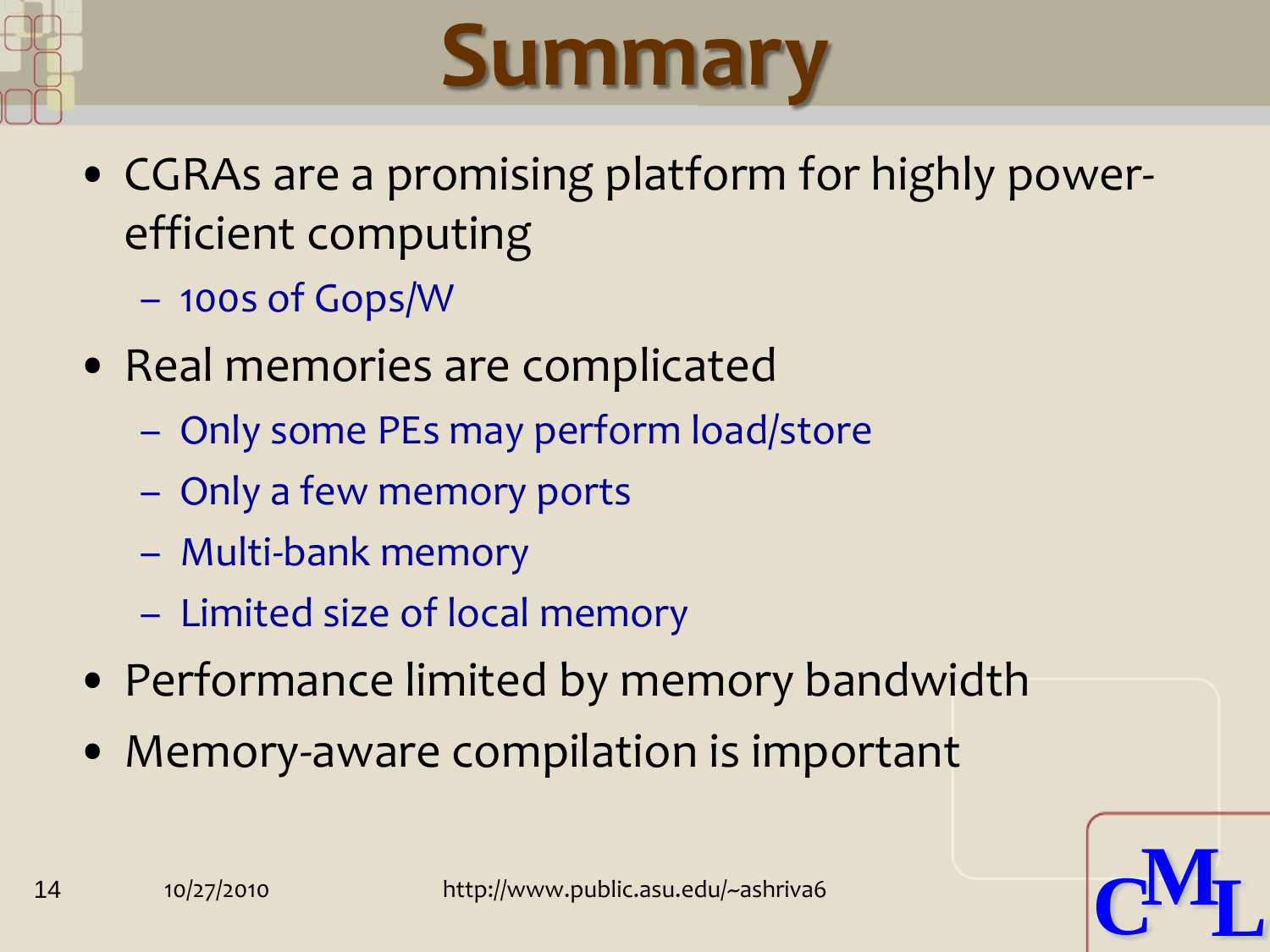# Summary

- CGRAs are a promising platform for highly power-efficient computing
  - 100s of Gops/W
- Real memories are complicated
  - Only some PEs may perform load/store
  - Only a few memory ports
  - Multi-bank memory
  - Limited size of local memory
- Performance limited by memory bandwidth
- Memory-aware compilation is important